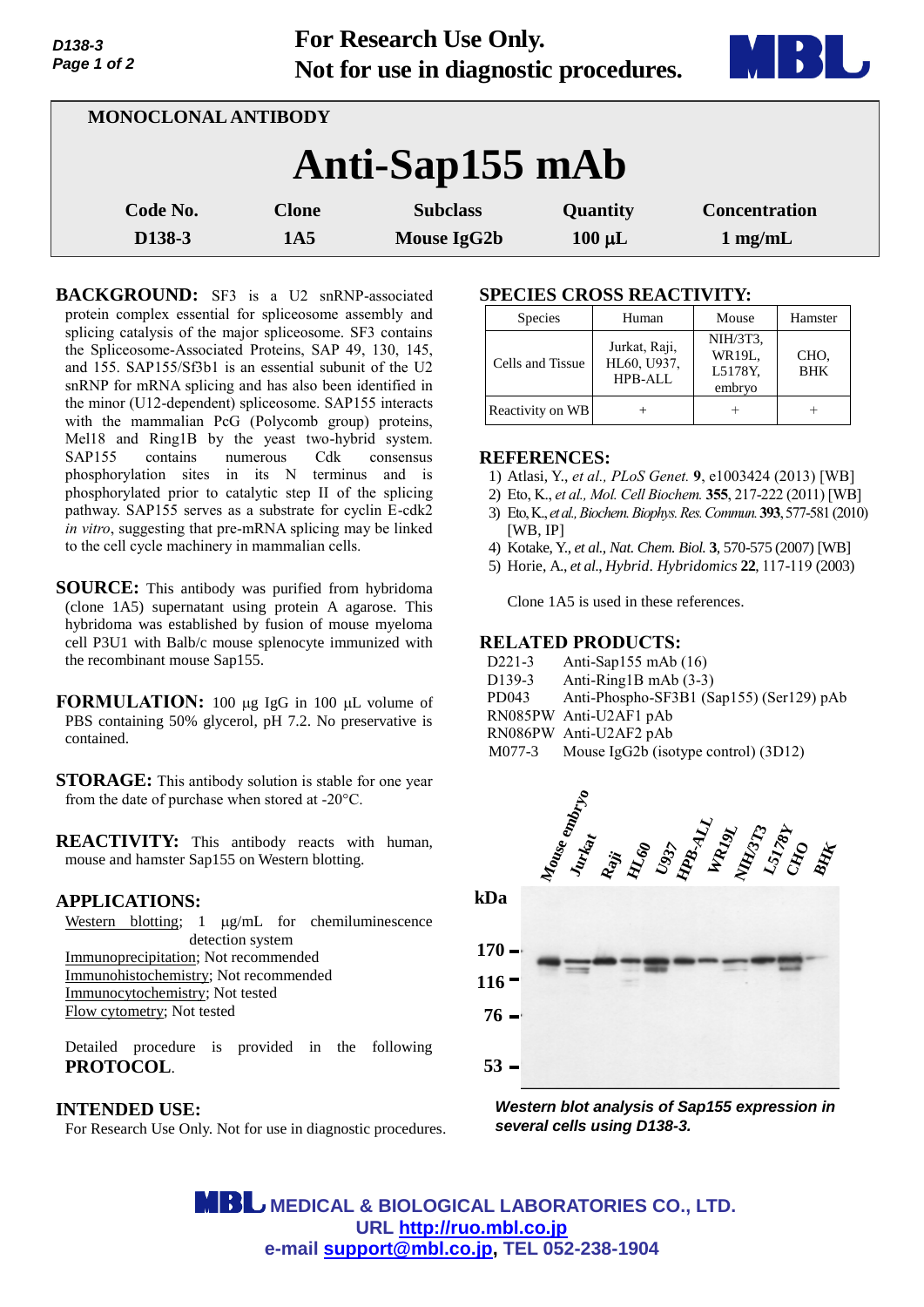**For Research Use Only.**
**Not for use in diagnostic procedures.**

MONOCLONAL ANTIBODY

# Anti-Sap155 mAb

| Code No. | Clone | Subclass | Quantity | Concentration |
|---|---|---|---|---|
| D138-3 | 1A5 | Mouse IgG2b | 100 μL | 1 mg/mL |

**BACKGROUND:** SF3 is a U2 snRNP-associated protein complex essential for spliceosome assembly and splicing catalysis of the major spliceosome. SF3 contains the Spliceosome-Associated Proteins, SAP 49, 130, 145, and 155. SAP155/Sf3b1 is an essential subunit of the U2 snRNP for mRNA splicing and has also been identified in the minor (U12-dependent) spliceosome. SAP155 interacts with the mammalian PcG (Polycomb group) proteins, Mel18 and Ring1B by the yeast two-hybrid system. SAP155 contains numerous Cdk consensus phosphorylation sites in its N terminus and is phosphorylated prior to catalytic step II of the splicing pathway. SAP155 serves as a substrate for cyclin E-cdk2 *in vitro*, suggesting that pre-mRNA splicing may be linked to the cell cycle machinery in mammalian cells.

**SOURCE:** This antibody was purified from hybridoma (clone 1A5) supernatant using protein A agarose. This hybridoma was established by fusion of mouse myeloma cell P3U1 with Balb/c mouse splenocyte immunized with the recombinant mouse Sap155.

**FORMULATION:** 100 µg IgG in 100 µL volume of PBS containing 50% glycerol, pH 7.2. No preservative is contained.

**STORAGE:** This antibody solution is stable for one year from the date of purchase when stored at -20°C.

**REACTIVITY:** This antibody reacts with human, mouse and hamster Sap155 on Western blotting.

**APPLICATIONS:**

Western blotting; 1 µg/mL for chemiluminescence detection system
Immunoprecipitation; Not recommended
Immunohistochemistry; Not recommended
Immunocytochemistry; Not tested
Flow cytometry; Not tested

Detailed procedure is provided in the following **PROTOCOL**.

**INTENDED USE:**

For Research Use Only. Not for use in diagnostic procedures.

**SPECIES CROSS REACTIVITY:**

| Species | Human | Mouse | Hamster |
|---|---|---|---|
| Cells and Tissue | Jurkat, Raji, HL60, U937, HPB-ALL | NIH/3T3, WR19L, L5178Y, embryo | CHO, BHK |
| Reactivity on WB | + | + | + |

**REFERENCES:**

1) Atlasi, Y., *et al., PLoS Genet.* **9**, e1003424 (2013) [WB]
2) Eto, K., *et al., Mol. Cell Biochem.* **355**, 217-222 (2011) [WB]
3) Eto, K., *et al., Biochem. Biophys. Res. Commun.* **393**, 577-581 (2010) [WB, IP]
4) Kotake, Y., *et al., Nat. Chem. Biol.* **3**, 570-575 (2007) [WB]
5) Horie, A., *et al., Hybrid. Hybridomics* **22**, 117-119 (2003)

Clone 1A5 is used in these references.

**RELATED PRODUCTS:**

| | |
|---|---|
| D221-3 | Anti-Sap155 mAb (16) |
| D139-3 | Anti-Ring1B mAb (3-3) |
| PD043 | Anti-Phospho-SF3B1 (Sap155) (Ser129) pAb |
| RN085PW | Anti-U2AF1 pAb |
| RN086PW | Anti-U2AF2 pAb |
| M077-3 | Mouse IgG2b (isotype control) (3D12) |

*Western blot analysis of Sap155 expression in several cells using D138-3.*

**MEDICAL & BIOLOGICAL LABORATORIES CO., LTD.**
**URL http://ruo.mbl.co.jp**
**e-mail support@mbl.co.jp, TEL 052-238-1904**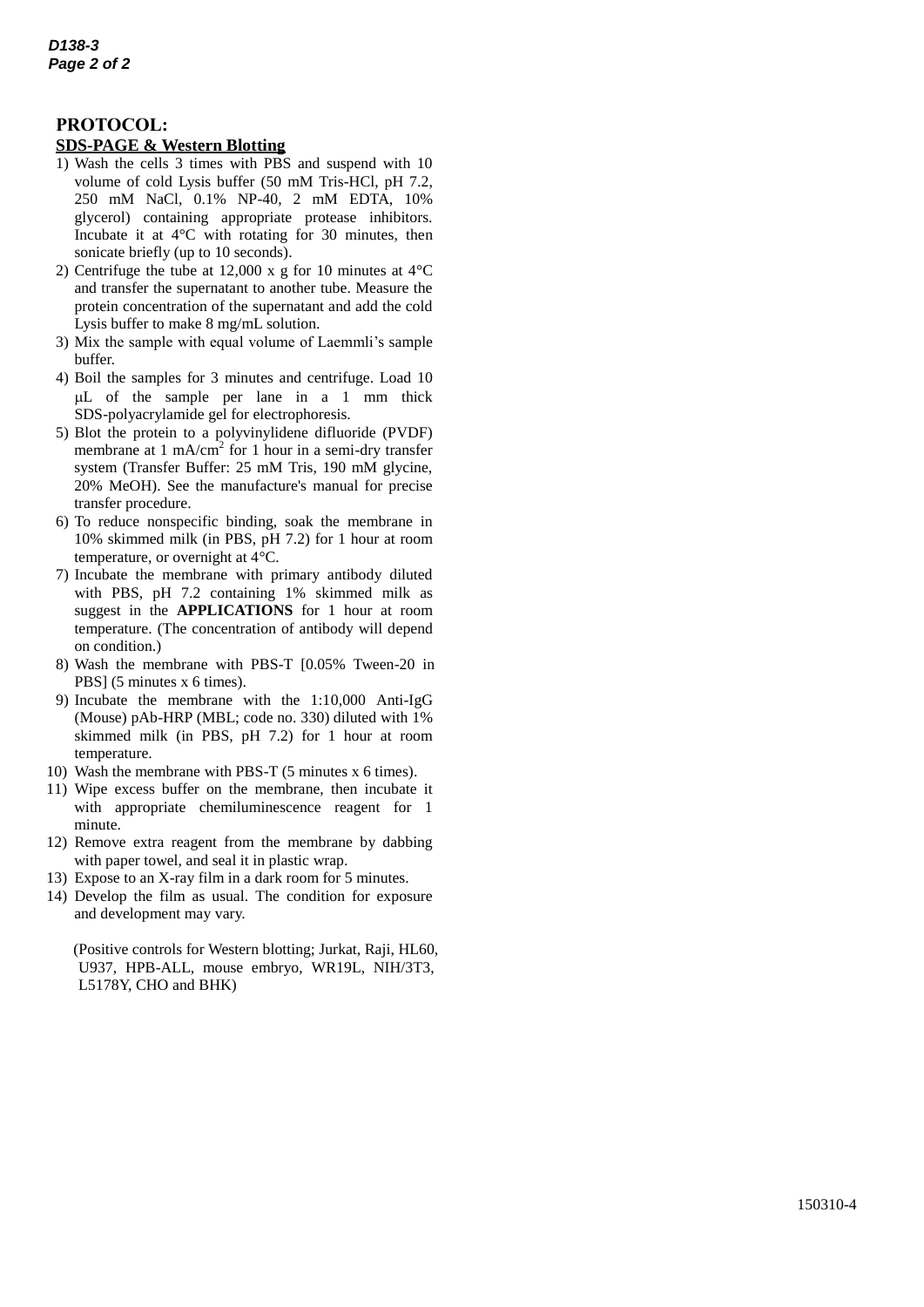## PROTOCOL:

### SDS-PAGE & Western Blotting

1) Wash the cells 3 times with PBS and suspend with 10 volume of cold Lysis buffer (50 mM Tris-HCl, pH 7.2, 250 mM NaCl, 0.1% NP-40, 2 mM EDTA, 10% glycerol) containing appropriate protease inhibitors. Incubate it at 4°C with rotating for 30 minutes, then sonicate briefly (up to 10 seconds).
2) Centrifuge the tube at 12,000 x g for 10 minutes at 4°C and transfer the supernatant to another tube. Measure the protein concentration of the supernatant and add the cold Lysis buffer to make 8 mg/mL solution.
3) Mix the sample with equal volume of Laemmli's sample buffer.
4) Boil the samples for 3 minutes and centrifuge. Load 10 μL of the sample per lane in a 1 mm thick SDS-polyacrylamide gel for electrophoresis.
5) Blot the protein to a polyvinylidene difluoride (PVDF) membrane at 1 mA/cm$^2$ for 1 hour in a semi-dry transfer system (Transfer Buffer: 25 mM Tris, 190 mM glycine, 20% MeOH). See the manufacture's manual for precise transfer procedure.
6) To reduce nonspecific binding, soak the membrane in 10% skimmed milk (in PBS, pH 7.2) for 1 hour at room temperature, or overnight at 4°C.
7) Incubate the membrane with primary antibody diluted with PBS, pH 7.2 containing 1% skimmed milk as suggest in the **APPLICATIONS** for 1 hour at room temperature. (The concentration of antibody will depend on condition.)
8) Wash the membrane with PBS-T [0.05% Tween-20 in PBS] (5 minutes x 6 times).
9) Incubate the membrane with the 1:10,000 Anti-IgG (Mouse) pAb-HRP (MBL; code no. 330) diluted with 1% skimmed milk (in PBS, pH 7.2) for 1 hour at room temperature.
10) Wash the membrane with PBS-T (5 minutes x 6 times).
11) Wipe excess buffer on the membrane, then incubate it with appropriate chemiluminescence reagent for 1 minute.
12) Remove extra reagent from the membrane by dabbing with paper towel, and seal it in plastic wrap.
13) Expose to an X-ray film in a dark room for 5 minutes.
14) Develop the film as usual. The condition for exposure and development may vary.

(Positive controls for Western blotting; Jurkat, Raji, HL60, U937, HPB-ALL, mouse embryo, WR19L, NIH/3T3, L5178Y, CHO and BHK)